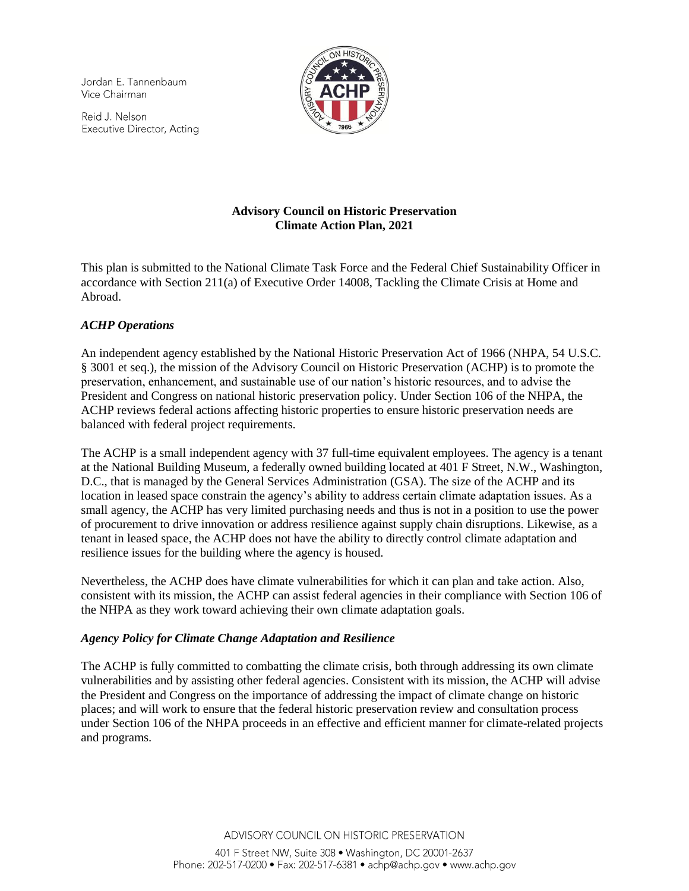Jordan E. Tannenbaum
Vice Chairman

Reid J. Nelson
Executive Director, Acting

**Advisory Council on Historic Preservation**
**Climate Action Plan, 2021**

This plan is submitted to the National Climate Task Force and the Federal Chief Sustainability Officer in accordance with Section 211(a) of Executive Order 14008, Tackling the Climate Crisis at Home and Abroad.

### *ACHP Operations*

An independent agency established by the National Historic Preservation Act of 1966 (NHPA, 54 U.S.C. § 3001 et seq.), the mission of the Advisory Council on Historic Preservation (ACHP) is to promote the preservation, enhancement, and sustainable use of our nation's historic resources, and to advise the President and Congress on national historic preservation policy. Under Section 106 of the NHPA, the ACHP reviews federal actions affecting historic properties to ensure historic preservation needs are balanced with federal project requirements.

The ACHP is a small independent agency with 37 full-time equivalent employees. The agency is a tenant at the National Building Museum, a federally owned building located at 401 F Street, N.W., Washington, D.C., that is managed by the General Services Administration (GSA). The size of the ACHP and its location in leased space constrain the agency's ability to address certain climate adaptation issues. As a small agency, the ACHP has very limited purchasing needs and thus is not in a position to use the power of procurement to drive innovation or address resilience against supply chain disruptions. Likewise, as a tenant in leased space, the ACHP does not have the ability to directly control climate adaptation and resilience issues for the building where the agency is housed.

Nevertheless, the ACHP does have climate vulnerabilities for which it can plan and take action. Also, consistent with its mission, the ACHP can assist federal agencies in their compliance with Section 106 of the NHPA as they work toward achieving their own climate adaptation goals.

### *Agency Policy for Climate Change Adaptation and Resilience*

The ACHP is fully committed to combatting the climate crisis, both through addressing its own climate vulnerabilities and by assisting other federal agencies. Consistent with its mission, the ACHP will advise the President and Congress on the importance of addressing the impact of climate change on historic places; and will work to ensure that the federal historic preservation review and consultation process under Section 106 of the NHPA proceeds in an effective and efficient manner for climate-related projects and programs.

ADVISORY COUNCIL ON HISTORIC PRESERVATION

401 F Street NW, Suite 308 • Washington, DC 20001-2637
Phone: 202-517-0200 • Fax: 202-517-6381 • achp@achp.gov • www.achp.gov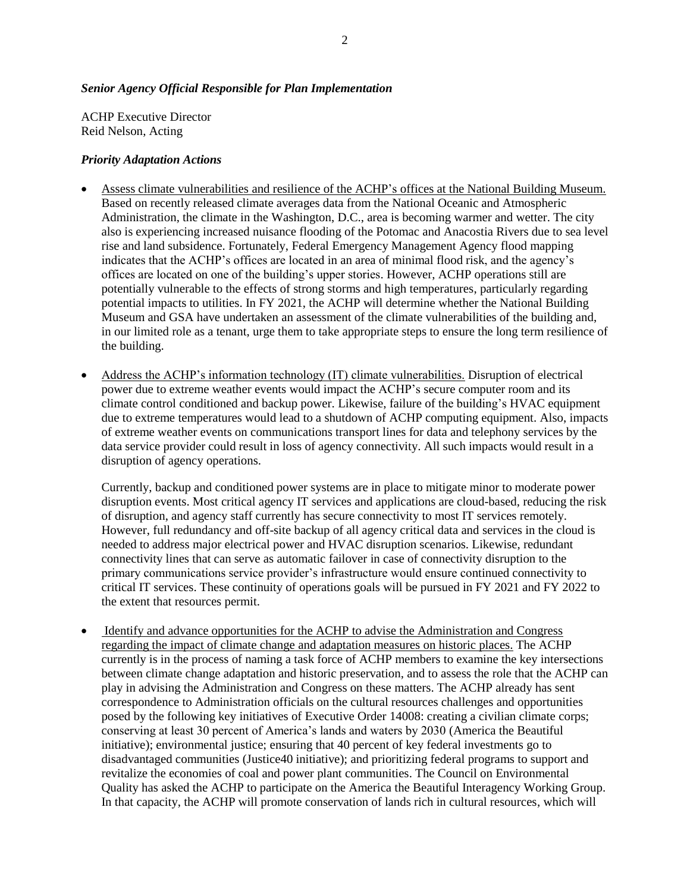### *Senior Agency Official Responsible for Plan Implementation*

ACHP Executive Director
Reid Nelson, Acting

### *Priority Adaptation Actions*

- <u>Assess climate vulnerabilities and resilience of the ACHP's offices at the National Building Museum.</u> Based on recently released climate averages data from the National Oceanic and Atmospheric Administration, the climate in the Washington, D.C., area is becoming warmer and wetter. The city also is experiencing increased nuisance flooding of the Potomac and Anacostia Rivers due to sea level rise and land subsidence. Fortunately, Federal Emergency Management Agency flood mapping indicates that the ACHP's offices are located in an area of minimal flood risk, and the agency's offices are located on one of the building's upper stories. However, ACHP operations still are potentially vulnerable to the effects of strong storms and high temperatures, particularly regarding potential impacts to utilities. In FY 2021, the ACHP will determine whether the National Building Museum and GSA have undertaken an assessment of the climate vulnerabilities of the building and, in our limited role as a tenant, urge them to take appropriate steps to ensure the long term resilience of the building.

- <u>Address the ACHP's information technology (IT) climate vulnerabilities.</u> Disruption of electrical power due to extreme weather events would impact the ACHP's secure computer room and its climate control conditioned and backup power. Likewise, failure of the building's HVAC equipment due to extreme temperatures would lead to a shutdown of ACHP computing equipment. Also, impacts of extreme weather events on communications transport lines for data and telephony services by the data service provider could result in loss of agency connectivity. All such impacts would result in a disruption of agency operations.

  Currently, backup and conditioned power systems are in place to mitigate minor to moderate power disruption events. Most critical agency IT services and applications are cloud-based, reducing the risk of disruption, and agency staff currently has secure connectivity to most IT services remotely. However, full redundancy and off-site backup of all agency critical data and services in the cloud is needed to address major electrical power and HVAC disruption scenarios. Likewise, redundant connectivity lines that can serve as automatic failover in case of connectivity disruption to the primary communications service provider's infrastructure would ensure continued connectivity to critical IT services. These continuity of operations goals will be pursued in FY 2021 and FY 2022 to the extent that resources permit.

- <u>Identify and advance opportunities for the ACHP to advise the Administration and Congress regarding the impact of climate change and adaptation measures on historic places.</u> The ACHP currently is in the process of naming a task force of ACHP members to examine the key intersections between climate change adaptation and historic preservation, and to assess the role that the ACHP can play in advising the Administration and Congress on these matters. The ACHP already has sent correspondence to Administration officials on the cultural resources challenges and opportunities posed by the following key initiatives of Executive Order 14008: creating a civilian climate corps; conserving at least 30 percent of America's lands and waters by 2030 (America the Beautiful initiative); environmental justice; ensuring that 40 percent of key federal investments go to disadvantaged communities (Justice40 initiative); and prioritizing federal programs to support and revitalize the economies of coal and power plant communities. The Council on Environmental Quality has asked the ACHP to participate on the America the Beautiful Interagency Working Group. In that capacity, the ACHP will promote conservation of lands rich in cultural resources, which will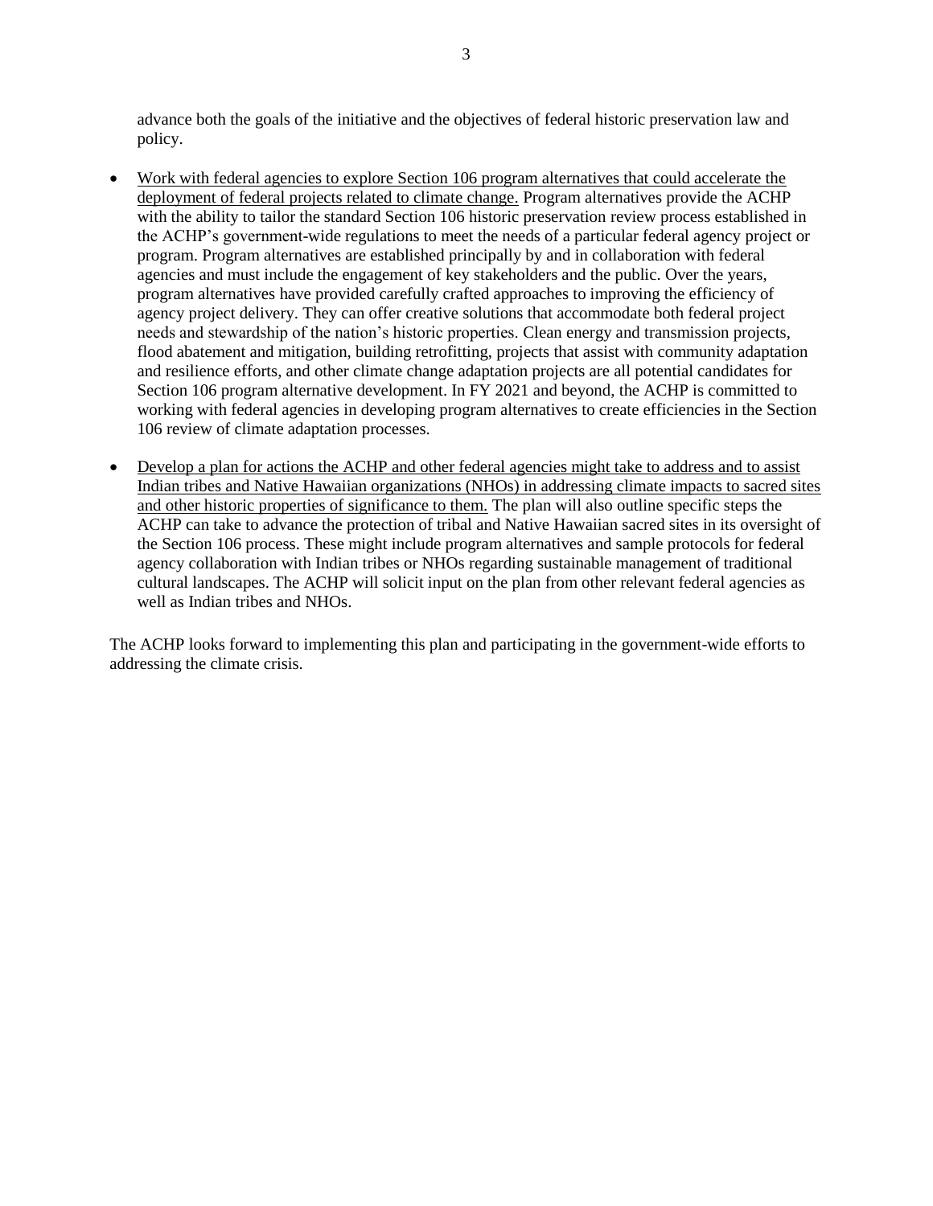advance both the goals of the initiative and the objectives of federal historic preservation law and policy.

- <u>Work with federal agencies to explore Section 106 program alternatives that could accelerate the deployment of federal projects related to climate change.</u> Program alternatives provide the ACHP with the ability to tailor the standard Section 106 historic preservation review process established in the ACHP's government-wide regulations to meet the needs of a particular federal agency project or program. Program alternatives are established principally by and in collaboration with federal agencies and must include the engagement of key stakeholders and the public. Over the years, program alternatives have provided carefully crafted approaches to improving the efficiency of agency project delivery. They can offer creative solutions that accommodate both federal project needs and stewardship of the nation's historic properties. Clean energy and transmission projects, flood abatement and mitigation, building retrofitting, projects that assist with community adaptation and resilience efforts, and other climate change adaptation projects are all potential candidates for Section 106 program alternative development. In FY 2021 and beyond, the ACHP is committed to working with federal agencies in developing program alternatives to create efficiencies in the Section 106 review of climate adaptation processes.

- <u>Develop a plan for actions the ACHP and other federal agencies might take to address and to assist Indian tribes and Native Hawaiian organizations (NHOs) in addressing climate impacts to sacred sites and other historic properties of significance to them.</u> The plan will also outline specific steps the ACHP can take to advance the protection of tribal and Native Hawaiian sacred sites in its oversight of the Section 106 process. These might include program alternatives and sample protocols for federal agency collaboration with Indian tribes or NHOs regarding sustainable management of traditional cultural landscapes. The ACHP will solicit input on the plan from other relevant federal agencies as well as Indian tribes and NHOs.

The ACHP looks forward to implementing this plan and participating in the government-wide efforts to addressing the climate crisis.